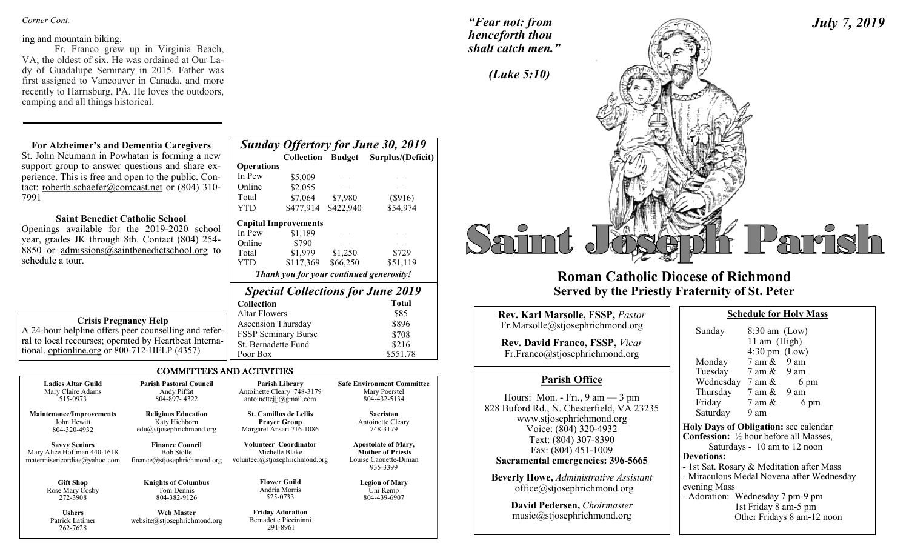*Corner Cont.*

ing and mountain biking.

Fr. Franco grew up in Virginia Beach, VA; the oldest of six. He was ordained at Our Lady of Guadalupe Seminary in 2015. Father was first assigned to Vancouver in Canada, and more recently to Harrisburg, PA. He loves the outdoors, camping and all things historical.

**For Alzheimer's and Dementia Caregivers**

St. John Neumann in Powhatan is forming a new support group to answer questions and share experience. This is free and open to the public. Contact: robertb.schaefer@comcast.net or (804) 310-7991

**Saint Benedict Catholic School**

Openings available for the 2019-2020 school year, grades JK through 8th. Contact (804) 254-8850 or admissions@saintbenedictschool.org to schedule a tour.

**Crisis Pregnancy Help**

A 24-hour helpline offers peer counselling and referral to local recourses; operated by Heartbeat International. optionline.org or 800-712-HELP (4357)

## *Sunday Offertory for June 30, 2019*

| | Collection | Budget | Surplus/(Deficit) |
|---|---|---|---|
| **Operations** | | | |
| In Pew | $5,009 | — | — |
| Online | $2,055 | — | — |
| Total | $7,064 | $7,980 | ($916) |
| YTD | $477,914 | $422,940 | $54,974 |
| **Capital Improvements** | | | |
| In Pew | $1,189 | — | — |
| Online | $790 | — | — |
| Total | $1,979 | $1,250 | $729 |
| YTD | $117,369 | $66,250 | $51,119 |

***Thank you for your continued generosity!***

## *Special Collections for June 2019*

| Collection | Total |
|---|---|
| Altar Flowers | $85 |
| Ascension Thursday | $896 |
| FSSP Seminary Burse | $708 |
| St. Bernadette Fund | $216 |
| Poor Box | $551.78 |

## COMMITTEES AND ACTIVITIES

| | | | |
|---|---|---|---|
| **Ladies Altar Guild**<br>Mary Claire Adams<br>515-0973 | **Parish Pastoral Council**<br>Andy Piffat<br>804-897- 4322 | **Parish Library**<br>Antoinette Cleary 748-3179<br>antoinettejjj@gmail.com | **Safe Environment Committee**<br>Mary Poerstel<br>804-432-5134 |
| **Maintenance/Improvements**<br>John Hewitt<br>804-320-4932 | **Religious Education**<br>Katy Hichborn<br>edu@stjosephrichmond.org | **St. Camillus de Lellis Prayer Group**<br>Margaret Ansari 716-1086 | **Sacristan**<br>Antoinette Cleary<br>748-3179 |
| **Savvy Seniors**<br>Mary Alice Hoffman 440-1618<br>matermisericordiae@yahoo.com | **Finance Council**<br>Bob Stolle<br>finance@stjosephrichmond.org | **Volunteer Coordinator**<br>Michelle Blake<br>volunteer@stjosephrichmond.org | **Apostolate of Mary, Mother of Priests**<br>Louise Caouette-Diman<br>935-3399 |
| **Gift Shop**<br>Rose Mary Cosby<br>272-3908 | **Knights of Columbus**<br>Tom Dennis<br>804-382-9126 | **Flower Guild**<br>Andria Morris<br>525-0733 | **Legion of Mary**<br>Uni Kemp<br>804-439-6907 |
| **Ushers**<br>Patrick Latimer<br>262-7628 | **Web Master**<br>website@stjosephrichmond.org | **Friday Adoration**<br>Bernadette Piccininni<br>291-8961 | |

*"Fear not: from henceforth thou shalt catch men."*

*(Luke 5:10)*

*July 7, 2019*

# Saint Joseph Parish

## Roman Catholic Diocese of Richmond
## Served by the Priestly Fraternity of St. Peter

**Rev. Karl Marsolle, FSSP,** *Pastor*
Fr.Marsolle@stjosephrichmond.org

**Rev. David Franco, FSSP,** *Vicar*
Fr.Franco@stjosephrichmond.org

### Parish Office

Hours: Mon. - Fri., 9 am — 3 pm
828 Buford Rd., N. Chesterfield, VA 23235
www.stjosephrichmond.org
Voice: (804) 320-4932
Text: (804) 307-8390
Fax: (804) 451-1009
**Sacramental emergencies: 396-5665**

**Beverly Howe,** *Administrative Assistant*
office@stjosephrichmond.org

**David Pedersen,** *Choirmaster*
music@stjosephrichmond.org

### Schedule for Holy Mass

| | |
|---|---|
| Sunday | 8:30 am (Low)<br>11 am (High)<br>4:30 pm (Low) |
| Monday | 7 am & 9 am |
| Tuesday | 7 am & 9 am |
| Wednesday | 7 am & 6 pm |
| Thursday | 7 am & 9 am |
| Friday | 7 am & 6 pm |
| Saturday | 9 am |

**Holy Days of Obligation:** see calendar
**Confession:** ½ hour before all Masses, Saturdays - 10 am to 12 noon
**Devotions:**
- 1st Sat. Rosary & Meditation after Mass
- Miraculous Medal Novena after Wednesday evening Mass
- Adoration: Wednesday 7 pm-9 pm
 1st Friday 8 am-5 pm
 Other Fridays 8 am-12 noon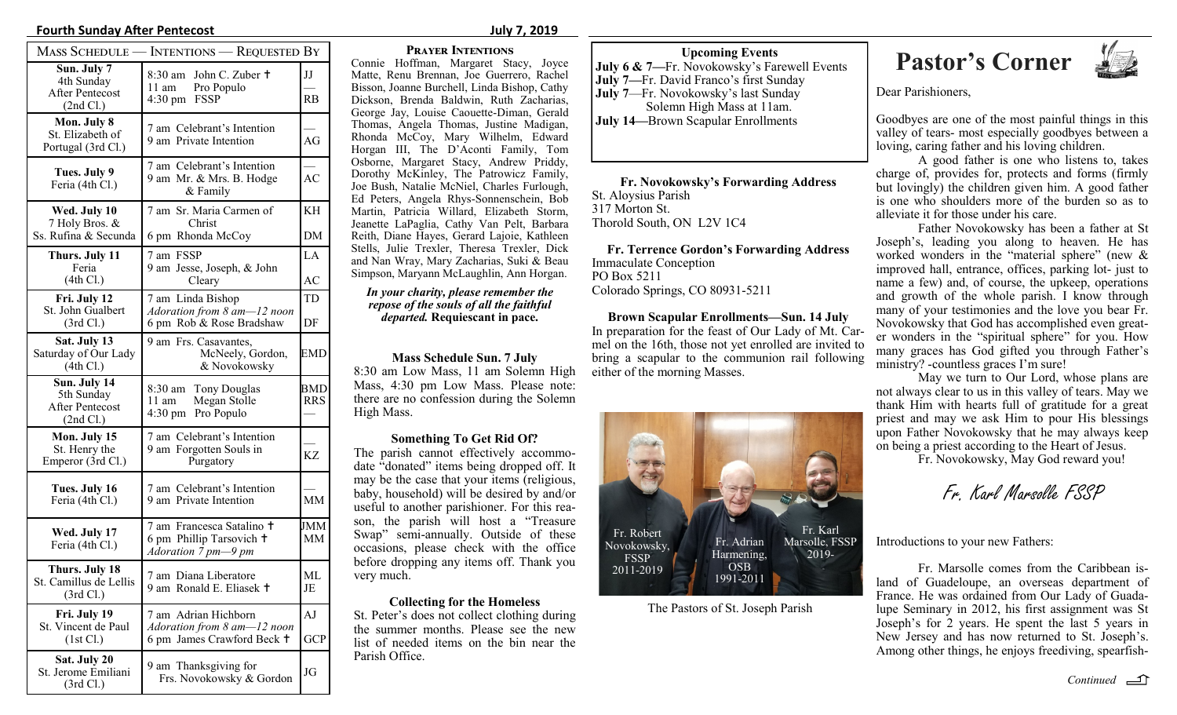| Mass Schedule — Intentions — Requested By | | |
|---|---|---|
| Sun. July 7<br>4th Sunday After Pentecost (2nd Cl.) | 8:30 am John C. Zuber ✝<br>11 am Pro Populo<br>4:30 pm FSSP | JJ<br>—<br>RB |
| Mon. July 8<br>St. Elizabeth of Portugal (3rd Cl.) | 7 am Celebrant's Intention<br>9 am Private Intention | —<br>AG |
| Tues. July 9<br>Feria (4th Cl.) | 7 am Celebrant's Intention<br>9 am Mr. & Mrs. B. Hodge & Family | —<br>AC |
| Wed. July 10<br>7 Holy Bros. & Ss. Rufina & Secunda | 7 am Sr. Maria Carmen of Christ<br>6 pm Rhonda McCoy | KH<br>DM |
| Thurs. July 11<br>Feria (4th Cl.) | 7 am FSSP<br>9 am Jesse, Joseph, & John Cleary | LA<br>AC |
| Fri. July 12<br>St. John Gualbert (3rd Cl.) | 7 am Linda Bishop<br>*Adoration from 8 am—12 noon*<br>6 pm Rob & Rose Bradshaw | TD<br>DF |
| Sat. July 13<br>Saturday of Our Lady (4th Cl.) | 9 am Frs. Casavantes, McNeely, Gordon, & Novokowsky | EMD |
| Sun. July 14<br>5th Sunday After Pentecost (2nd Cl.) | 8:30 am Tony Douglas<br>11 am Megan Stolle<br>4:30 pm Pro Populo | BMD<br>RRS<br>— |
| Mon. July 15<br>St. Henry the Emperor (3rd Cl.) | 7 am Celebrant's Intention<br>9 am Forgotten Souls in Purgatory | —<br>KZ |
| Tues. July 16<br>Feria (4th Cl.) | 7 am Celebrant's Intention<br>9 am Private Intention | —<br>MM |
| Wed. July 17<br>Feria (4th Cl.) | 7 am Francesca Satalino ✝<br>6 pm Phillip Tarsovich ✝<br>*Adoration 7 pm—9 pm* | JMM<br>MM |
| Thurs. July 18<br>St. Camillus de Lellis (3rd Cl.) | 7 am Diana Liberatore<br>9 am Ronald E. Eliasek ✝ | ML<br>JE |
| Fri. July 19<br>St. Vincent de Paul (1st Cl.) | 7 am Adrian Hichborn<br>*Adoration from 8 am—12 noon*<br>6 pm James Crawford Beck ✝ | AJ<br>GCP |
| Sat. July 20<br>St. Jerome Emiliani (3rd Cl.) | 9 am Thanksgiving for Frs. Novokowsky & Gordon | JG |

### Prayer Intentions

Connie Hoffman, Margaret Stacy, Joyce Matte, Renu Brennan, Joe Guerrero, Rachel Bisson, Joanne Burchell, Linda Bishop, Cathy Dickson, Brenda Baldwin, Ruth Zacharias, George Jay, Louise Caouette-Diman, Gerald Thomas, Angela Thomas, Justine Madigan, Rhonda McCoy, Mary Wilhelm, Edward Horgan III, The D'Aconti Family, Tom Osborne, Margaret Stacy, Andrew Priddy, Dorothy McKinley, The Patrowicz Family, Joe Bush, Natalie McNiel, Charles Furlough, Ed Peters, Angela Rhys-Sonnenschein, Bob Martin, Patricia Willard, Elizabeth Storm, Jeanette LaPaglia, Cathy Van Pelt, Barbara Reith, Diane Hayes, Gerard Lajoie, Kathleen Stells, Julie Trexler, Theresa Trexler, Dick and Nan Wray, Mary Zacharias, Suki & Beau Simpson, Maryann McLaughlin, Ann Horgan.

***In your charity, please remember the repose of the souls of all the faithful departed.*** **Requiescant in pace.**

### Mass Schedule Sun. 7 July

8:30 am Low Mass, 11 am Solemn High Mass, 4:30 pm Low Mass. Please note: there are no confession during the Solemn High Mass.

### Something To Get Rid Of?

The parish cannot effectively accommodate "donated" items being dropped off. It may be the case that your items (religious, baby, household) will be desired by and/or useful to another parishioner. For this reason, the parish will host a "Treasure Swap" semi-annually. Outside of these occasions, please check with the office before dropping any items off. Thank you very much.

### Collecting for the Homeless

St. Peter's does not collect clothing during the summer months. Please see the new list of needed items on the bin near the Parish Office.

### Upcoming Events

**July 6 & 7—**Fr. Novokowsky's Farewell Events
**July 7—**Fr. David Franco's first Sunday
**July 7**—Fr. Novokowsky's last Sunday Solemn High Mass at 11am.
**July 14—**Brown Scapular Enrollments

### Fr. Novokowsky's Forwarding Address

St. Aloysius Parish
317 Morton St.
Thorold South, ON L2V 1C4

### Fr. Terrence Gordon's Forwarding Address

Immaculate Conception
PO Box 5211
Colorado Springs, CO 80931-5211

### Brown Scapular Enrollments—Sun. 14 July

In preparation for the feast of Our Lady of Mt. Carmel on the 16th, those not yet enrolled are invited to bring a scapular to the communion rail following either of the morning Masses.

Fr. Robert Novokowsky, FSSP 2011-2019
Fr. Adrian Harmening, OSB 1991-2011
Fr. Karl Marsolle, FSSP 2019-

The Pastors of St. Joseph Parish

# Pastor's Corner

Dear Parishioners,

Goodbyes are one of the most painful things in this valley of tears- most especially goodbyes between a loving, caring father and his loving children.

A good father is one who listens to, takes charge of, provides for, protects and forms (firmly but lovingly) the children given him. A good father is one who shoulders more of the burden so as to alleviate it for those under his care.

Father Novokowsky has been a father at St Joseph's, leading you along to heaven. He has worked wonders in the "material sphere" (new & improved hall, entrance, offices, parking lot- just to name a few) and, of course, the upkeep, operations and growth of the whole parish. I know through many of your testimonies and the love you bear Fr. Novokowsky that God has accomplished even greater wonders in the "spiritual sphere" for you. How many graces has God gifted you through Father's ministry? -countless graces I'm sure!

May we turn to Our Lord, whose plans are not always clear to us in this valley of tears. May we thank Him with hearts full of gratitude for a great priest and may we ask Him to pour His blessings upon Father Novokowsky that he may always keep on being a priest according to the Heart of Jesus.

Fr. Novokowsky, May God reward you!

*Fr. Karl Marsolle FSSP*

Introductions to your new Fathers:

Fr. Marsolle comes from the Caribbean island of Guadeloupe, an overseas department of France. He was ordained from Our Lady of Guadalupe Seminary in 2012, his first assignment was St Joseph's for 2 years. He spent the last 5 years in New Jersey and has now returned to St. Joseph's. Among other things, he enjoys freediving, spearfish-

*Continued*